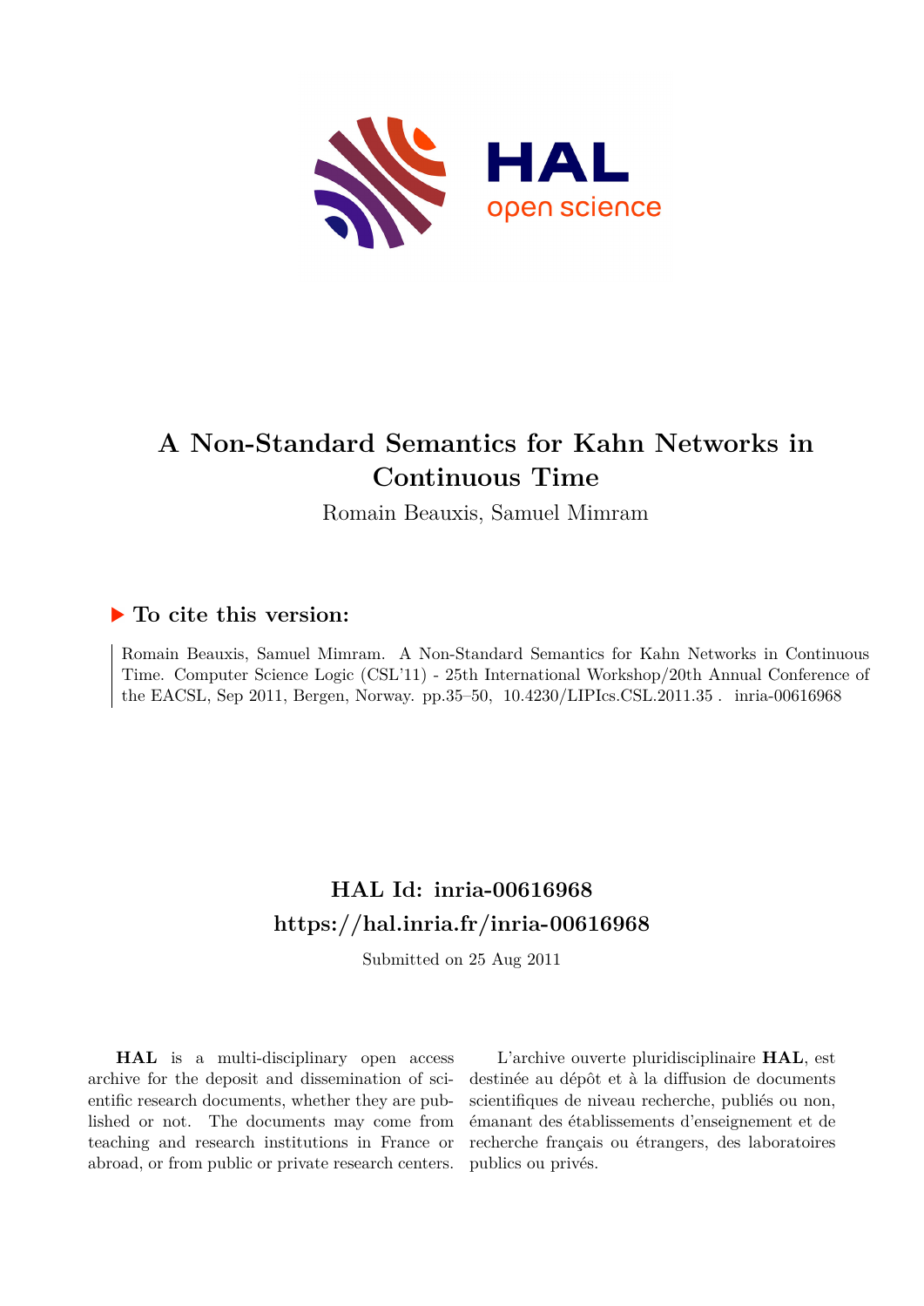# A Non-Standard Semantics for Kahn Networks in Continuous Time

Romain Beauxis, Samuel Mimram

### ▶ To cite this version:

Romain Beauxis, Samuel Mimram. A Non-Standard Semantics for Kahn Networks in Continuous Time. Computer Science Logic (CSL'11) - 25th International Workshop/20th Annual Conference of the EACSL, Sep 2011, Bergen, Norway. pp.35–50, 10.4230/LIPIcs.CSL.2011.35 . inria-00616968

## HAL Id: inria-00616968
## https://hal.inria.fr/inria-00616968

Submitted on 25 Aug 2011

**HAL** is a multi-disciplinary open access archive for the deposit and dissemination of scientific research documents, whether they are published or not. The documents may come from teaching and research institutions in France or abroad, or from public or private research centers.

L'archive ouverte pluridisciplinaire **HAL**, est destinée au dépôt et à la diffusion de documents scientifiques de niveau recherche, publiés ou non, émanant des établissements d'enseignement et de recherche français ou étrangers, des laboratoires publics ou privés.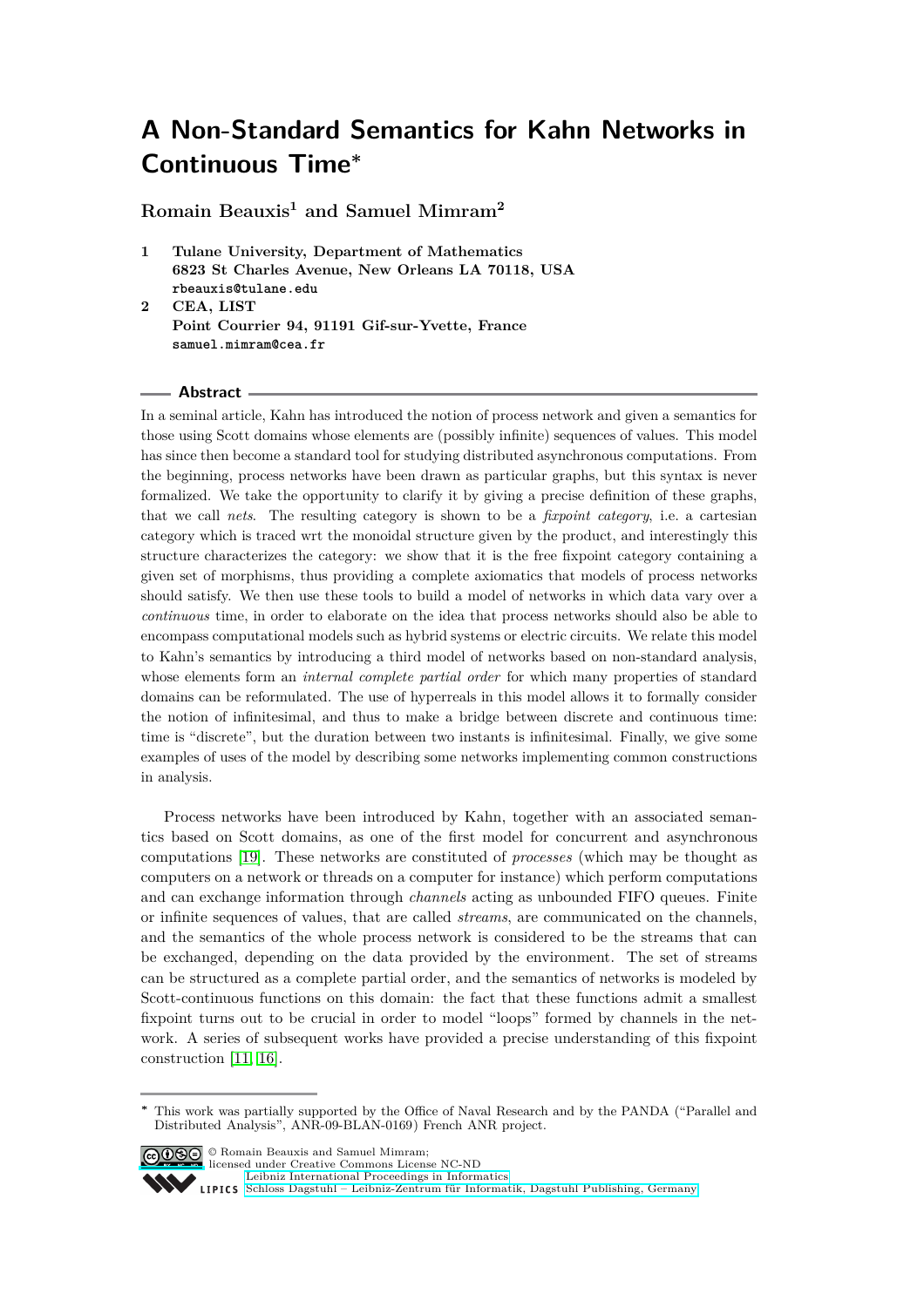# A Non-Standard Semantics for Kahn Networks in Continuous Time*

**Romain Beauxis[1] and Samuel Mimram[2]**

1. **Tulane University, Department of Mathematics**
   **6823 St Charles Avenue, New Orleans LA 70118, USA**
   **rbeauxis@tulane.edu**
2. **CEA, LIST**
   **Point Courrier 94, 91191 Gif-sur-Yvette, France**
   **samuel.mimram@cea.fr**

## Abstract

In a seminal article, Kahn has introduced the notion of process network and given a semantics for those using Scott domains whose elements are (possibly infinite) sequences of values. This model has since then become a standard tool for studying distributed asynchronous computations. From the beginning, process networks have been drawn as particular graphs, but this syntax is never formalized. We take the opportunity to clarify it by giving a precise definition of these graphs, that we call *nets*. The resulting category is shown to be a *fixpoint category*, i.e. a cartesian category which is traced wrt the monoidal structure given by the product, and interestingly this structure characterizes the category: we show that it is the free fixpoint category containing a given set of morphisms, thus providing a complete axiomatics that models of process networks should satisfy. We then use these tools to build a model of networks in which data vary over a *continuous* time, in order to elaborate on the idea that process networks should also be able to encompass computational models such as hybrid systems or electric circuits. We relate this model to Kahn's semantics by introducing a third model of networks based on non-standard analysis, whose elements form an *internal complete partial order* for which many properties of standard domains can be reformulated. The use of hyperreals in this model allows it to formally consider the notion of infinitesimal, and thus to make a bridge between discrete and continuous time: time is "discrete", but the duration between two instants is infinitesimal. Finally, we give some examples of uses of the model by describing some networks implementing common constructions in analysis.

Process networks have been introduced by Kahn, together with an associated semantics based on Scott domains, as one of the first model for concurrent and asynchronous computations [19]. These networks are constituted of *processes* (which may be thought as computers on a network or threads on a computer for instance) which perform computations and can exchange information through *channels* acting as unbounded FIFO queues. Finite or infinite sequences of values, that are called *streams*, are communicated on the channels, and the semantics of the whole process network is considered to be the streams that can be exchanged, depending on the data provided by the environment. The set of streams can be structured as a complete partial order, and the semantics of networks is modeled by Scott-continuous functions on this domain: the fact that these functions admit a smallest fixpoint turns out to be crucial in order to model "loops" formed by channels in the network. A series of subsequent works have provided a precise understanding of this fixpoint construction [11, 16].

---

* This work was partially supported by the Office of Naval Research and by the PANDA ("Parallel and Distributed Analysis", ANR-09-BLAN-0169) French ANR project.

© Romain Beauxis and Samuel Mimram;
licensed under Creative Commons License NC-ND
Leibniz International Proceedings in Informatics
Schloss Dagstuhl – Leibniz-Zentrum für Informatik, Dagstuhl Publishing, Germany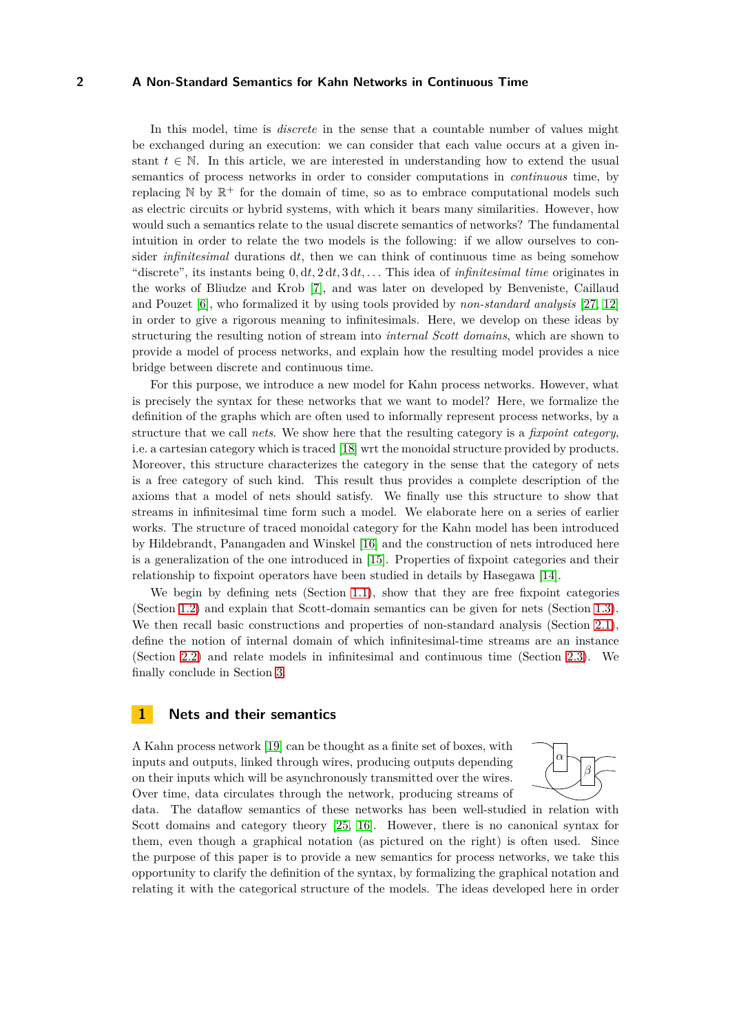In this model, time is *discrete* in the sense that a countable number of values might be exchanged during an execution: we can consider that each value occurs at a given instant $t \in \mathbb{N}$. In this article, we are interested in understanding how to extend the usual semantics of process networks in order to consider computations in *continuous* time, by replacing $\mathbb{N}$ by $\mathbb{R}^+$ for the domain of time, so as to embrace computational models such as electric circuits or hybrid systems, with which it bears many similarities. However, how would such a semantics relate to the usual discrete semantics of networks? The fundamental intuition in order to relate the two models is the following: if we allow ourselves to consider *infinitesimal* durations $\mathrm{d}t$, then we can think of continuous time as being somehow "discrete", its instants being $0, \mathrm{d}t, 2\,\mathrm{d}t, 3\,\mathrm{d}t, \ldots$ This idea of *infinitesimal time* originates in the works of Bliudze and Krob [7], and was later on developed by Benveniste, Caillaud and Pouzet [6], who formalized it by using tools provided by *non-standard analysis* [27, 12] in order to give a rigorous meaning to infinitesimals. Here, we develop on these ideas by structuring the resulting notion of stream into *internal Scott domains*, which are shown to provide a model of process networks, and explain how the resulting model provides a nice bridge between discrete and continuous time.

For this purpose, we introduce a new model for Kahn process networks. However, what is precisely the syntax for these networks that we want to model? Here, we formalize the definition of the graphs which are often used to informally represent process networks, by a structure that we call *nets*. We show here that the resulting category is a *fixpoint category*, i.e. a cartesian category which is traced [18] wrt the monoidal structure provided by products. Moreover, this structure characterizes the category in the sense that the category of nets is a free category of such kind. This result thus provides a complete description of the axioms that a model of nets should satisfy. We finally use this structure to show that streams in infinitesimal time form such a model. We elaborate here on a series of earlier works. The structure of traced monoidal category for the Kahn model has been introduced by Hildebrandt, Panangaden and Winskel [16] and the construction of nets introduced here is a generalization of the one introduced in [15]. Properties of fixpoint categories and their relationship to fixpoint operators have been studied in details by Hasegawa [14].

We begin by defining nets (Section 1.1), show that they are free fixpoint categories (Section 1.2) and explain that Scott-domain semantics can be given for nets (Section 1.3). We then recall basic constructions and properties of non-standard analysis (Section 2.1), define the notion of internal domain of which infinitesimal-time streams are an instance (Section 2.2) and relate models in infinitesimal and continuous time (Section 2.3). We finally conclude in Section 3.

## 1 Nets and their semantics

A Kahn process network [19] can be thought as a finite set of boxes, with inputs and outputs, linked through wires, producing outputs depending on their inputs which will be asynchronously transmitted over the wires. Over time, data circulates through the network, producing streams of data. The dataflow semantics of these networks has been well-studied in relation with Scott domains and category theory [25, 16]. However, there is no canonical syntax for them, even though a graphical notation (as pictured on the right) is often used. Since the purpose of this paper is to provide a new semantics for process networks, we take this opportunity to clarify the definition of the syntax, by formalizing the graphical notation and relating it with the categorical structure of the models. The ideas developed here in order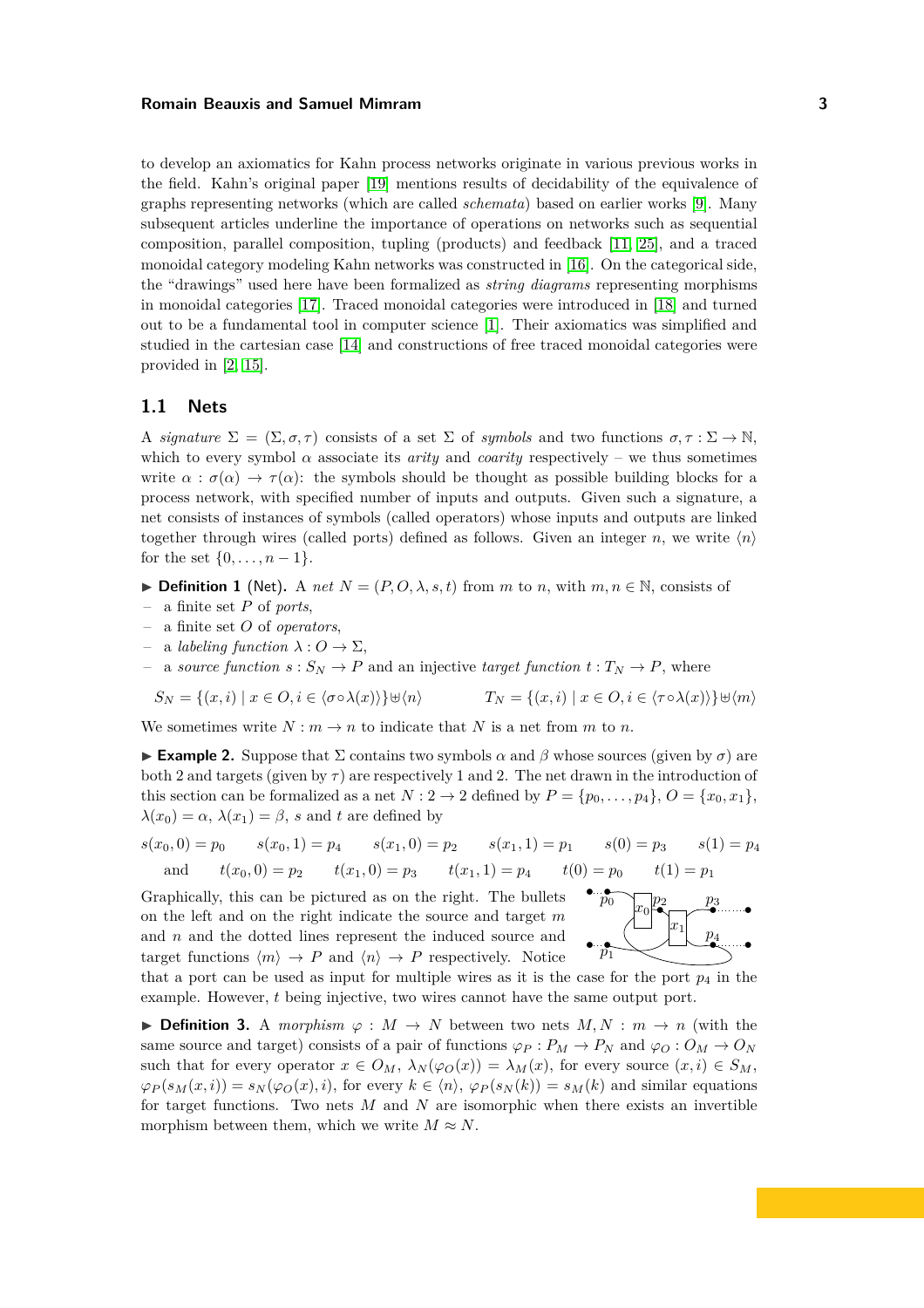to develop an axiomatics for Kahn process networks originate in various previous works in the field. Kahn's original paper [19] mentions results of decidability of the equivalence of graphs representing networks (which are called *schemata*) based on earlier works [9]. Many subsequent articles underline the importance of operations on networks such as sequential composition, parallel composition, tupling (products) and feedback [11, 25], and a traced monoidal category modeling Kahn networks was constructed in [16]. On the categorical side, the "drawings" used here have been formalized as *string diagrams* representing morphisms in monoidal categories [17]. Traced monoidal categories were introduced in [18] and turned out to be a fundamental tool in computer science [1]. Their axiomatics was simplified and studied in the cartesian case [14] and constructions of free traced monoidal categories were provided in [2, 15].

## 1.1 Nets

A *signature* $\Sigma = (\Sigma, \sigma, \tau)$ consists of a set $\Sigma$ of *symbols* and two functions $\sigma, \tau : \Sigma \to \mathbb{N}$, which to every symbol $\alpha$ associate its *arity* and *coarity* respectively – we thus sometimes write $\alpha : \sigma(\alpha) \to \tau(\alpha)$: the symbols should be thought as possible building blocks for a process network, with specified number of inputs and outputs. Given such a signature, a net consists of instances of symbols (called operators) whose inputs and outputs are linked together through wires (called ports) defined as follows. Given an integer $n$, we write $\langle n\rangle$ for the set $\{0, \ldots, n-1\}$.

▶ **Definition 1** (Net). A *net* $N = (P, O, \lambda, s, t)$ from $m$ to $n$, with $m, n \in \mathbb{N}$, consists of

- a finite set $P$ of *ports*,
- a finite set $O$ of *operators*,
- a *labeling function* $\lambda : O \to \Sigma$,
- a *source function* $s : S_N \to P$ and an injective *target function* $t : T_N \to P$, where

$$S_N = \{(x, i) \mid x \in O, i \in \langle\sigma\circ\lambda(x)\rangle\} \uplus \langle n\rangle \qquad T_N = \{(x, i) \mid x \in O, i \in \langle\tau\circ\lambda(x)\rangle\} \uplus \langle m\rangle$$

We sometimes write $N : m \to n$ to indicate that $N$ is a net from $m$ to $n$.

▶ **Example 2.** Suppose that $\Sigma$ contains two symbols $\alpha$ and $\beta$ whose sources (given by $\sigma$) are both 2 and targets (given by $\tau$) are respectively 1 and 2. The net drawn in the introduction of this section can be formalized as a net $N : 2 \to 2$ defined by $P = \{p_0, \ldots, p_4\}$, $O = \{x_0, x_1\}$, $\lambda(x_0) = \alpha$, $\lambda(x_1) = \beta$, $s$ and $t$ are defined by

$$s(x_0, 0) = p_0 \qquad s(x_0, 1) = p_4 \qquad s(x_1, 0) = p_2 \qquad s(x_1, 1) = p_1 \qquad s(0) = p_3 \qquad s(1) = p_4$$
$$\text{and} \qquad t(x_0, 0) = p_2 \qquad t(x_1, 0) = p_3 \qquad t(x_1, 1) = p_4 \qquad t(0) = p_0 \qquad t(1) = p_1$$

Graphically, this can be pictured as on the right. The bullets on the left and on the right indicate the source and target $m$ and $n$ and the dotted lines represent the induced source and target functions $\langle m\rangle \to P$ and $\langle n\rangle \to P$ respectively. Notice that a port can be used as input for multiple wires as it is the case for the port $p_4$ in the example. However, $t$ being injective, two wires cannot have the same output port.

▶ **Definition 3.** A *morphism* $\varphi : M \to N$ between two nets $M, N : m \to n$ (with the same source and target) consists of a pair of functions $\varphi_P : P_M \to P_N$ and $\varphi_O : O_M \to O_N$ such that for every operator $x \in O_M$, $\lambda_N(\varphi_O(x)) = \lambda_M(x)$, for every source $(x, i) \in S_M$, $\varphi_P(s_M(x, i)) = s_N(\varphi_O(x), i)$, for every $k \in \langle n\rangle$, $\varphi_P(s_N(k)) = s_M(k)$ and similar equations for target functions. Two nets $M$ and $N$ are isomorphic when there exists an invertible morphism between them, which we write $M \approx N$.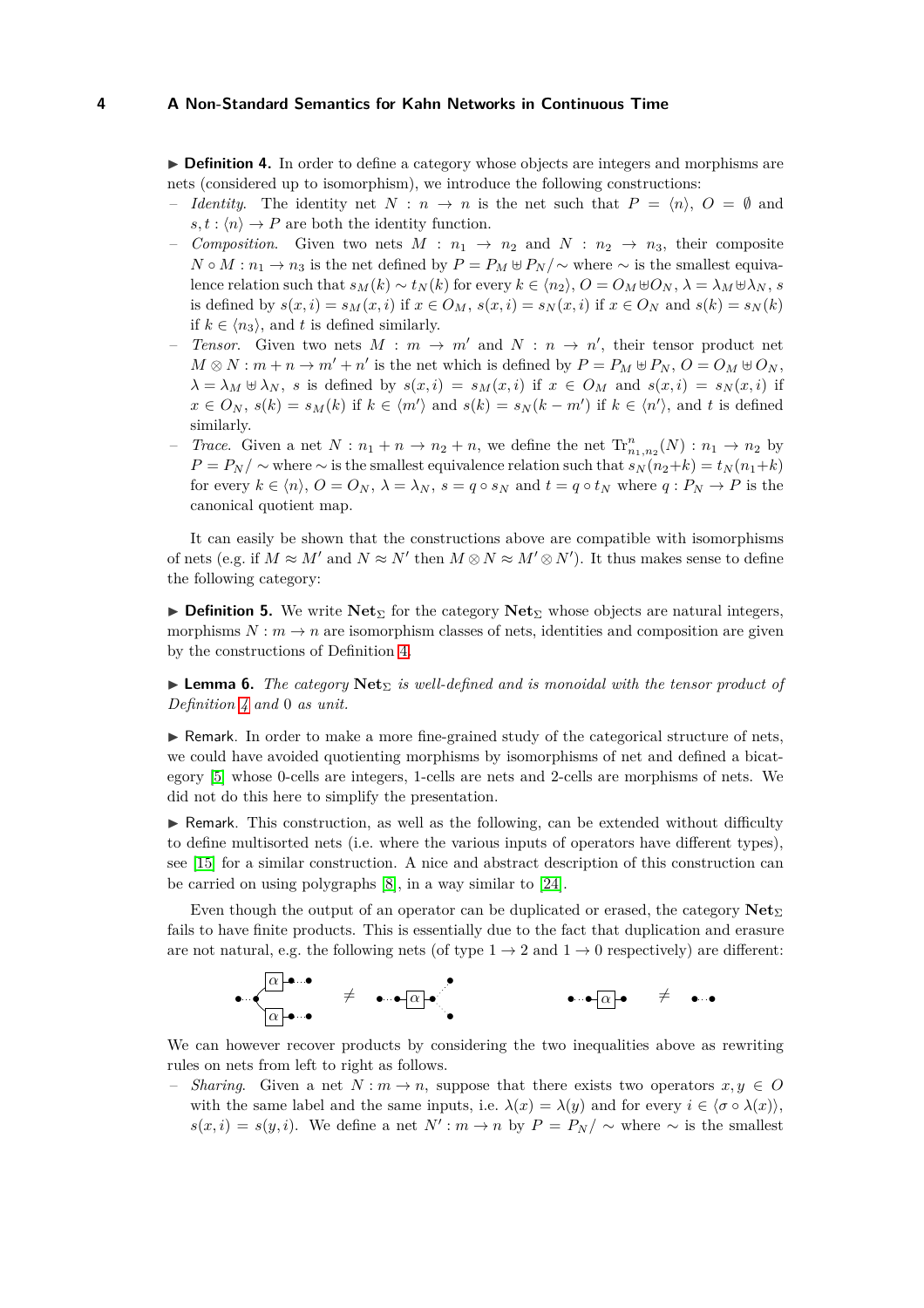▶ **Definition 4.** In order to define a category whose objects are integers and morphisms are nets (considered up to isomorphism), we introduce the following constructions:

- *Identity*. The identity net $N : n \to n$ is the net such that $P = \langle n \rangle$, $O = \emptyset$ and $s, t : \langle n \rangle \to P$ are both the identity function.
- *Composition*. Given two nets $M : n_1 \to n_2$ and $N : n_2 \to n_3$, their composite $N \circ M : n_1 \to n_3$ is the net defined by $P = P_M \uplus P_N / \sim$ where $\sim$ is the smallest equivalence relation such that $s_M(k) \sim t_N(k)$ for every $k \in \langle n_2 \rangle$, $O = O_M \uplus O_N$, $\lambda = \lambda_M \uplus \lambda_N$, $s$ is defined by $s(x, i) = s_M(x, i)$ if $x \in O_M$, $s(x, i) = s_N(x, i)$ if $x \in O_N$ and $s(k) = s_N(k)$ if $k \in \langle n_3 \rangle$, and $t$ is defined similarly.
- *Tensor*. Given two nets $M : m \to m'$ and $N : n \to n'$, their tensor product net $M \otimes N : m + n \to m' + n'$ is the net which is defined by $P = P_M \uplus P_N$, $O = O_M \uplus O_N$, $\lambda = \lambda_M \uplus \lambda_N$, $s$ is defined by $s(x, i) = s_M(x, i)$ if $x \in O_M$ and $s(x, i) = s_N(x, i)$ if $x \in O_N$, $s(k) = s_M(k)$ if $k \in \langle m' \rangle$ and $s(k) = s_N(k - m')$ if $k \in \langle n' \rangle$, and $t$ is defined similarly.
- *Trace*. Given a net $N : n_1 + n \to n_2 + n$, we define the net $\mathrm{Tr}^n_{n_1,n_2}(N) : n_1 \to n_2$ by $P = P_N / \sim$ where $\sim$ is the smallest equivalence relation such that $s_N(n_2 + k) = t_N(n_1 + k)$ for every $k \in \langle n \rangle$, $O = O_N$, $\lambda = \lambda_N$, $s = q \circ s_N$ and $t = q \circ t_N$ where $q : P_N \to P$ is the canonical quotient map.

It can easily be shown that the constructions above are compatible with isomorphisms of nets (e.g. if $M \approx M'$ and $N \approx N'$ then $M \otimes N \approx M' \otimes N'$). It thus makes sense to define the following category:

▶ **Definition 5.** We write $\mathbf{Net}_\Sigma$ for the category $\mathbf{Net}_\Sigma$ whose objects are natural integers, morphisms $N : m \to n$ are isomorphism classes of nets, identities and composition are given by the constructions of Definition 4.

▶ **Lemma 6.** *The category $\mathbf{Net}_\Sigma$ is well-defined and is monoidal with the tensor product of Definition 4 and 0 as unit.*

▶ Remark. In order to make a more fine-grained study of the categorical structure of nets, we could have avoided quotienting morphisms by isomorphisms of net and defined a bicategory [5] whose 0-cells are integers, 1-cells are nets and 2-cells are morphisms of nets. We did not do this here to simplify the presentation.

▶ Remark. This construction, as well as the following, can be extended without difficulty to define multisorted nets (i.e. where the various inputs of operators have different types), see [15] for a similar construction. A nice and abstract description of this construction can be carried on using polygraphs [8], in a way similar to [24].

Even though the output of an operator can be duplicated or erased, the category $\mathbf{Net}_\Sigma$ fails to have finite products. This is essentially due to the fact that duplication and erasure are not natural, e.g. the following nets (of type $1 \to 2$ and $1 \to 0$ respectively) are different:

We can however recover products by considering the two inequalities above as rewriting rules on nets from left to right as follows.

- *Sharing*. Given a net $N : m \to n$, suppose that there exists two operators $x, y \in O$ with the same label and the same inputs, i.e. $\lambda(x) = \lambda(y)$ and for every $i \in \langle \sigma \circ \lambda(x) \rangle$, $s(x, i) = s(y, i)$. We define a net $N' : m \to n$ by $P = P_N / \sim$ where $\sim$ is the smallest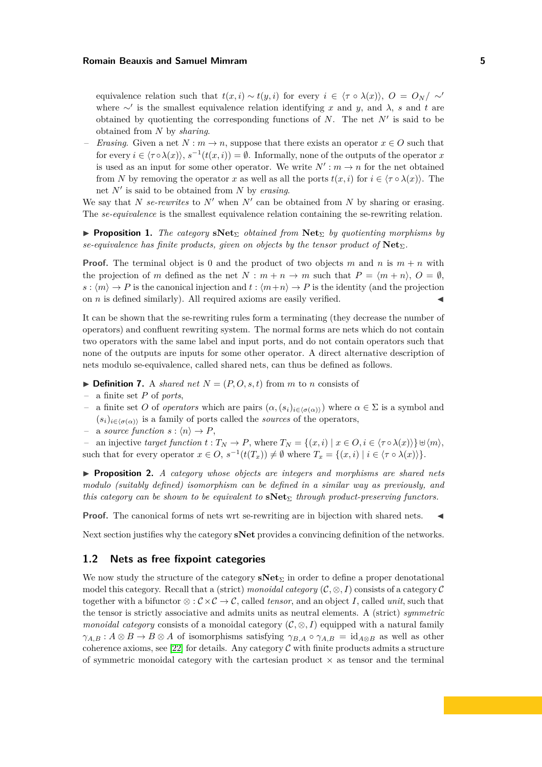equivalence relation such that $t(x,i) \sim t(y,i)$ for every $i \in \langle \tau \circ \lambda(x) \rangle$, $O = O_N / \sim'$ where $\sim'$ is the smallest equivalence relation identifying $x$ and $y$, and $\lambda$, $s$ and $t$ are obtained by quotienting the corresponding functions of $N$. The net $N'$ is said to be obtained from $N$ by *sharing*.

– *Erasing*. Given a net $N : m \to n$, suppose that there exists an operator $x \in O$ such that for every $i \in \langle \tau \circ \lambda(x) \rangle$, $s^{-1}(t(x,i)) = \emptyset$. Informally, none of the outputs of the operator $x$ is used as an input for some other operator. We write $N' : m \to n$ for the net obtained from $N$ by removing the operator $x$ as well as all the ports $t(x,i)$ for $i \in \langle \tau \circ \lambda(x) \rangle$. The net $N'$ is said to be obtained from $N$ by *erasing*.

We say that $N$ *se-rewrites* to $N'$ when $N'$ can be obtained from $N$ by sharing or erasing. The *se-equivalence* is the smallest equivalence relation containing the se-rewriting relation.

▶ **Proposition 1.** *The category* $\mathbf{sNet}_\Sigma$ *obtained from* $\mathbf{Net}_\Sigma$ *by quotienting morphisms by se-equivalence has finite products, given on objects by the tensor product of* $\mathbf{Net}_\Sigma$.

**Proof.** The terminal object is 0 and the product of two objects $m$ and $n$ is $m+n$ with the projection of $m$ defined as the net $N : m+n \to m$ such that $P = \langle m+n \rangle$, $O = \emptyset$, $s : \langle m \rangle \to P$ is the canonical injection and $t : \langle m+n \rangle \to P$ is the identity (and the projection on $n$ is defined similarly). All required axioms are easily verified. ◀

It can be shown that the se-rewriting rules form a terminating (they decrease the number of operators) and confluent rewriting system. The normal forms are nets which do not contain two operators with the same label and input ports, and do not contain operators such that none of the outputs are inputs for some other operator. A direct alternative description of nets modulo se-equivalence, called shared nets, can thus be defined as follows.

▶ **Definition 7.** A *shared net* $N = (P, O, s, t)$ from $m$ to $n$ consists of

– a finite set $P$ of *ports*,
– a finite set $O$ of *operators* which are pairs $(\alpha, (s_i)_{i \in \langle \sigma(\alpha) \rangle})$ where $\alpha \in \Sigma$ is a symbol and $(s_i)_{i \in \langle \sigma(\alpha) \rangle}$ is a family of ports called the *sources* of the operators,
– a *source function* $s : \langle n \rangle \to P$,
– an injective *target function* $t : T_N \to P$, where $T_N = \{(x,i) \mid x \in O, i \in \langle \tau \circ \lambda(x) \rangle\} \uplus \langle m \rangle$,

such that for every operator $x \in O$, $s^{-1}(t(T_x)) \neq \emptyset$ where $T_x = \{(x,i) \mid i \in \langle \tau \circ \lambda(x) \rangle\}$.

▶ **Proposition 2.** *A category whose objects are integers and morphisms are shared nets modulo (suitably defined) isomorphism can be defined in a similar way as previously, and this category can be shown to be equivalent to* $\mathbf{sNet}_\Sigma$ *through product-preserving functors.*

**Proof.** The canonical forms of nets wrt se-rewriting are in bijection with shared nets. ◀

Next section justifies why the category $\mathbf{sNet}$ provides a convincing definition of the networks.

## 1.2 Nets as free fixpoint categories

We now study the structure of the category $\mathbf{sNet}_\Sigma$ in order to define a proper denotational model this category. Recall that a (strict) *monoidal category* $(\mathcal{C}, \otimes, I)$ consists of a category $\mathcal{C}$ together with a bifunctor $\otimes : \mathcal{C} \times \mathcal{C} \to \mathcal{C}$, called *tensor*, and an object $I$, called *unit*, such that the tensor is strictly associative and admits units as neutral elements. A (strict) *symmetric monoidal category* consists of a monoidal category $(\mathcal{C}, \otimes, I)$ equipped with a natural family $\gamma_{A,B} : A \otimes B \to B \otimes A$ of isomorphisms satisfying $\gamma_{B,A} \circ \gamma_{A,B} = \mathrm{id}_{A \otimes B}$ as well as other coherence axioms, see [22] for details. Any category $\mathcal{C}$ with finite products admits a structure of symmetric monoidal category with the cartesian product $\times$ as tensor and the terminal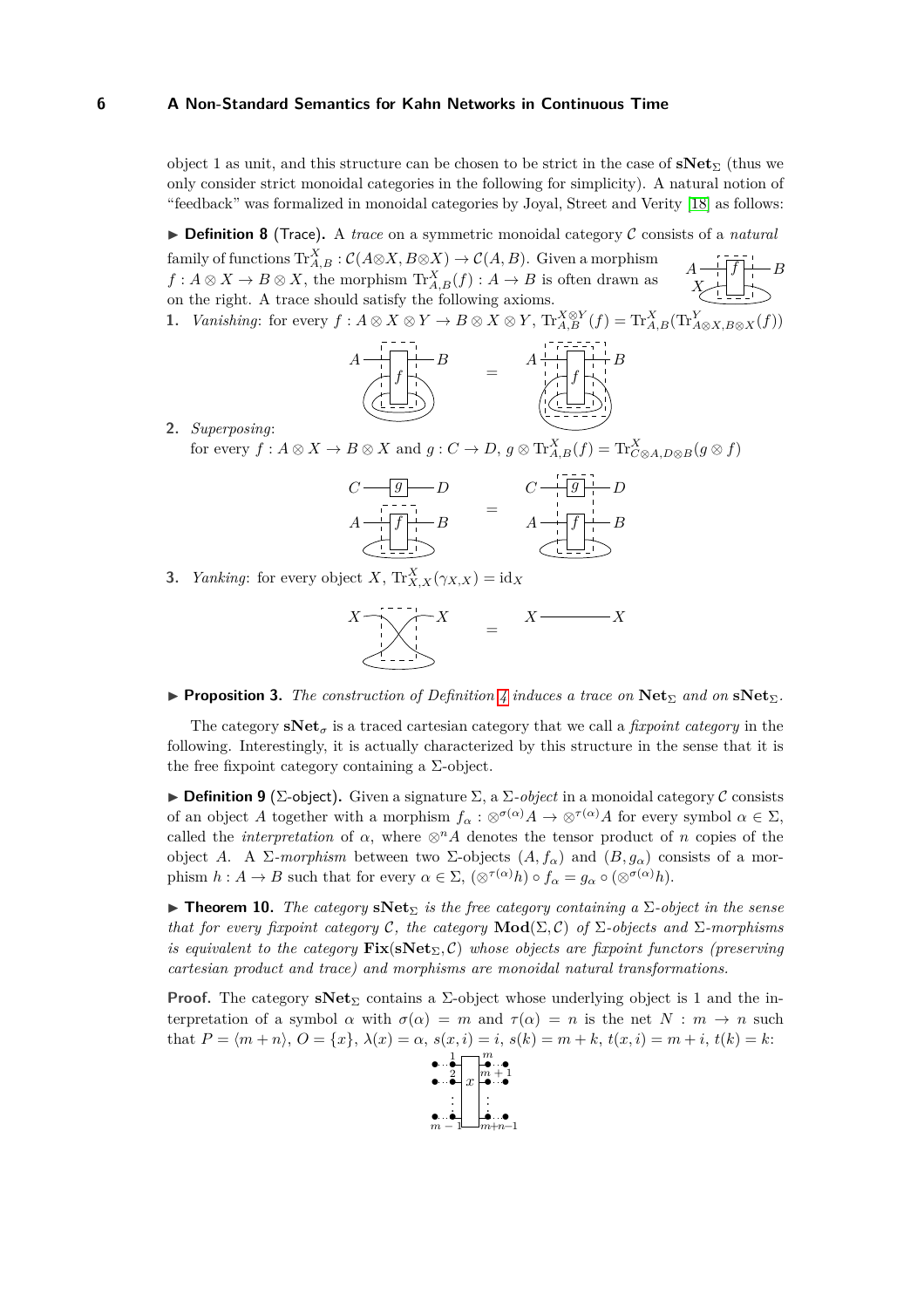object 1 as unit, and this structure can be chosen to be strict in the case of $\mathbf{sNet}_\Sigma$ (thus we only consider strict monoidal categories in the following for simplicity). A natural notion of "feedback" was formalized in monoidal categories by Joyal, Street and Verity [18] as follows:

▶ **Definition 8** (Trace). A *trace* on a symmetric monoidal category $\mathcal{C}$ consists of a *natural* family of functions $\mathrm{Tr}^X_{A,B} : \mathcal{C}(A\otimes X, B\otimes X) \to \mathcal{C}(A, B)$. Given a morphism $f : A \otimes X \to B \otimes X$, the morphism $\mathrm{Tr}^X_{A,B}(f) : A \to B$ is often drawn as on the right. A trace should satisfy the following axioms.

1. *Vanishing*: for every $f : A \otimes X \otimes Y \to B \otimes X \otimes Y$, $\mathrm{Tr}^{X\otimes Y}_{A,B}(f) = \mathrm{Tr}^X_{A,B}(\mathrm{Tr}^Y_{A\otimes X,B\otimes X}(f))$

2. *Superposing*:
for every $f : A \otimes X \to B \otimes X$ and $g : C \to D$, $g \otimes \mathrm{Tr}^X_{A,B}(f) = \mathrm{Tr}^X_{C\otimes A,D\otimes B}(g \otimes f)$

3. *Yanking*: for every object $X$, $\mathrm{Tr}^X_{X,X}(\gamma_{X,X}) = \mathrm{id}_X$

▶ **Proposition 3.** *The construction of Definition 4 induces a trace on $\mathbf{Net}_\Sigma$ and on $\mathbf{sNet}_\Sigma$.*

The category $\mathbf{sNet}_\sigma$ is a traced cartesian category that we call a *fixpoint category* in the following. Interestingly, it is actually characterized by this structure in the sense that it is the free fixpoint category containing a $\Sigma$-object.

▶ **Definition 9** ($\Sigma$-object). Given a signature $\Sigma$, a $\Sigma$*-object* in a monoidal category $\mathcal{C}$ consists of an object $A$ together with a morphism $f_\alpha : \otimes^{\sigma(\alpha)}A \to \otimes^{\tau(\alpha)}A$ for every symbol $\alpha \in \Sigma$, called the *interpretation* of $\alpha$, where $\otimes^n A$ denotes the tensor product of $n$ copies of the object $A$. A $\Sigma$*-morphism* between two $\Sigma$-objects $(A, f_\alpha)$ and $(B, g_\alpha)$ consists of a morphism $h : A \to B$ such that for every $\alpha \in \Sigma$, $(\otimes^{\tau(\alpha)}h) \circ f_\alpha = g_\alpha \circ (\otimes^{\sigma(\alpha)}h)$.

▶ **Theorem 10.** *The category $\mathbf{sNet}_\Sigma$ is the free category containing a $\Sigma$-object in the sense that for every fixpoint category $\mathcal{C}$, the category $\mathbf{Mod}(\Sigma, \mathcal{C})$ of $\Sigma$-objects and $\Sigma$-morphisms is equivalent to the category $\mathbf{Fix}(\mathbf{sNet}_\Sigma, \mathcal{C})$ whose objects are fixpoint functors (preserving cartesian product and trace) and morphisms are monoidal natural transformations.*

**Proof.** The category $\mathbf{sNet}_\Sigma$ contains a $\Sigma$-object whose underlying object is 1 and the interpretation of a symbol $\alpha$ with $\sigma(\alpha) = m$ and $\tau(\alpha) = n$ is the net $N : m \to n$ such that $P = \langle m + n\rangle$, $O = \{x\}$, $\lambda(x) = \alpha$, $s(x, i) = i$, $s(k) = m + k$, $t(x, i) = m + i$, $t(k) = k$: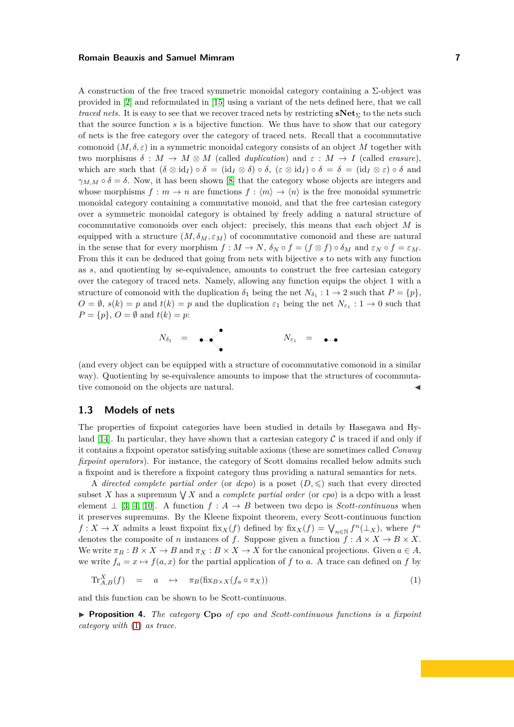A construction of the free traced symmetric monoidal category containing a Σ-object was provided in [2] and reformulated in [15] using a variant of the nets defined here, that we call *traced nets*. It is easy to see that we recover traced nets by restricting $\mathbf{sNet}_\Sigma$ to the nets such that the source function $s$ is a bijective function. We thus have to show that our category of nets is the free category over the category of traced nets. Recall that a cocommutative comonoid $(M,\delta,\varepsilon)$ in a symmetric monoidal category consists of an object $M$ together with two morphisms $\delta : M \to M \otimes M$ (called *duplication*) and $\varepsilon : M \to I$ (called *erasure*), which are such that $(\delta \otimes \mathrm{id}_I) \circ \delta = (\mathrm{id}_I \otimes \delta) \circ \delta$, $(\varepsilon \otimes \mathrm{id}_I) \circ \delta = \delta = (\mathrm{id}_I \otimes \varepsilon) \circ \delta$ and $\gamma_{M,M} \circ \delta = \delta$. Now, it has been shown [8] that the category whose objects are integers and whose morphisms $f : m \to n$ are functions $f : \langle m \rangle \to \langle n \rangle$ is the free monoidal symmetric monoidal category containing a commutative monoid, and that the free cartesian category over a symmetric monoidal category is obtained by freely adding a natural structure of cocommutative comonoids over each object: precisely, this means that each object $M$ is equipped with a structure $(M, \delta_M, \varepsilon_M)$ of cocommutative comonoid and these are natural in the sense that for every morphism $f : M \to N$, $\delta_N \circ f = (f \otimes f) \circ \delta_M$ and $\varepsilon_N \circ f = \varepsilon_M$. From this it can be deduced that going from nets with bijective $s$ to nets with any function as $s$, and quotienting by se-equivalence, amounts to construct the free cartesian category over the category of traced nets. Namely, allowing any function equips the object 1 with a structure of comonoid with the duplication $\delta_1$ being the net $N_{\delta_1} : 1 \to 2$ such that $P = \{p\}$, $O = \emptyset$, $s(k) = p$ and $t(k) = p$ and the duplication $\varepsilon_1$ being the net $N_{\varepsilon_1} : 1 \to 0$ such that $P = \{p\}$, $O = \emptyset$ and $t(k) = p$:

$N_{\delta_1} =$ $\qquad\qquad$ $N_{\varepsilon_1} =$

(and every object can be equipped with a structure of cocommutative comonoid in a similar way). Quotienting by se-equivalence amounts to impose that the structures of cocommutative comonoid on the objects are natural. ◀

## 1.3 Models of nets

The properties of fixpoint categories have been studied in details by Hasegawa and Hyland [14]. In particular, they have shown that a cartesian category $\mathcal{C}$ is traced if and only if it contains a fixpoint operator satisfying suitable axioms (these are sometimes called *Conway fixpoint operators*). For instance, the category of Scott domains recalled below admits such a fixpoint and is therefore a fixpoint category thus providing a natural semantics for nets.

A *directed complete partial order* (or *dcpo*) is a poset $(D, \leqslant)$ such that every directed subset $X$ has a supremum $\bigvee X$ and a *complete partial order* (or *cpo*) is a dcpo with a least element $\bot$ [3, 4, 10]. A function $f : A \to B$ between two dcpo is *Scott-continuous* when it preserves suprema. By the Kleene fixpoint theorem, every Scott-continuous function $f : X \to X$ admits a least fixpoint $\mathrm{fix}_X(f)$ defined by $\mathrm{fix}_X(f) = \bigvee_{n\in\mathbb{N}} f^n(\bot_X)$, where $f^n$ denotes the composite of $n$ instances of $f$. Suppose given a function $f : A \times X \to B \times X$. We write $\pi_B : B \times X \to B$ and $\pi_X : B \times X \to X$ for the canonical projections. Given $a \in A$, we write $f_a = x \mapsto f(a,x)$ for the partial application of $f$ to $a$. A trace can defined on $f$ by

$$\mathrm{Tr}^X_{A,B}(f) \quad = \quad a \quad \mapsto \quad \pi_B(\mathrm{fix}_{B\times X}(f_a \circ \pi_X)) \tag{1}$$

and this function can be shown to be Scott-continuous.

▶ **Proposition 4.** *The category* **Cpo** *of cpo and Scott-continuous functions is a fixpoint category with* (1) *as trace.*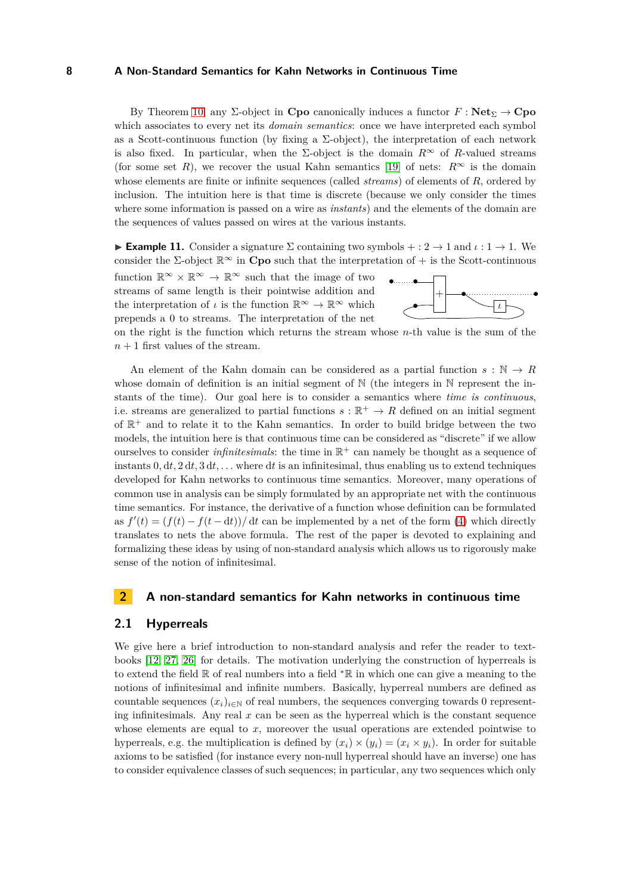By Theorem 10 any Σ-object in **Cpo** canonically induces a functor $F : \mathbf{Net}_\Sigma \to \mathbf{Cpo}$ which associates to every net its *domain semantics*: once we have interpreted each symbol as a Scott-continuous function (by fixing a Σ-object), the interpretation of each network is also fixed. In particular, when the Σ-object is the domain $R^\infty$ of $R$-valued streams (for some set $R$), we recover the usual Kahn semantics [19] of nets: $R^\infty$ is the domain whose elements are finite or infinite sequences (called *streams*) of elements of $R$, ordered by inclusion. The intuition here is that time is discrete (because we only consider the times where some information is passed on a wire as *instants*) and the elements of the domain are the sequences of values passed on wires at the various instants.

▶ **Example 11.** Consider a signature Σ containing two symbols $+ : 2 \to 1$ and $\iota : 1 \to 1$. We consider the Σ-object $\mathbb{R}^\infty$ in **Cpo** such that the interpretation of $+$ is the Scott-continuous function $\mathbb{R}^\infty \times \mathbb{R}^\infty \to \mathbb{R}^\infty$ such that the image of two streams of same length is their pointwise addition and the interpretation of $\iota$ is the function $\mathbb{R}^\infty \to \mathbb{R}^\infty$ which prepends a 0 to streams. The interpretation of the net on the right is the function which returns the stream whose $n$-th value is the sum of the $n+1$ first values of the stream.

An element of the Kahn domain can be considered as a partial function $s : \mathbb{N} \to R$ whose domain of definition is an initial segment of $\mathbb{N}$ (the integers in $\mathbb{N}$ represent the instants of the time). Our goal here is to consider a semantics where *time is continuous*, i.e. streams are generalized to partial functions $s : \mathbb{R}^+ \to R$ defined on an initial segment of $\mathbb{R}^+$ and to relate it to the Kahn semantics. In order to build bridge between the two models, the intuition here is that continuous time can be considered as "discrete" if we allow ourselves to consider *infinitesimals*: the time in $\mathbb{R}^+$ can namely be thought as a sequence of instants $0, \mathrm{d}t, 2\,\mathrm{d}t, 3\,\mathrm{d}t, \dots$ where $\mathrm{d}t$ is an infinitesimal, thus enabling us to extend techniques developed for Kahn networks to continuous time semantics. Moreover, many operations of common use in analysis can be simply formulated by an appropriate net with the continuous time semantics. For instance, the derivative of a function whose definition can be formulated as $f'(t) = (f(t) - f(t - \mathrm{d}t))/\,\mathrm{d}t$ can be implemented by a net of the form (4) which directly translates to nets the above formula. The rest of the paper is devoted to explaining and formalizing these ideas by using of non-standard analysis which allows us to rigorously make sense of the notion of infinitesimal.

## 2 A non-standard semantics for Kahn networks in continuous time

### 2.1 Hyperreals

We give here a brief introduction to non-standard analysis and refer the reader to textbooks [12, 27, 26] for details. The motivation underlying the construction of hyperreals is to extend the field $\mathbb{R}$ of real numbers into a field ${}^*\mathbb{R}$ in which one can give a meaning to the notions of infinitesimal and infinite numbers. Basically, hyperreal numbers are defined as countable sequences $(x_i)_{i\in\mathbb{N}}$ of real numbers, the sequences converging towards 0 representing infinitesimals. Any real $x$ can be seen as the hyperreal which is the constant sequence whose elements are equal to $x$, moreover the usual operations are extended pointwise to hyperreals, e.g. the multiplication is defined by $(x_i) \times (y_i) = (x_i \times y_i)$. In order for suitable axioms to be satisfied (for instance every non-null hyperreal should have an inverse) one has to consider equivalence classes of such sequences; in particular, any two sequences which only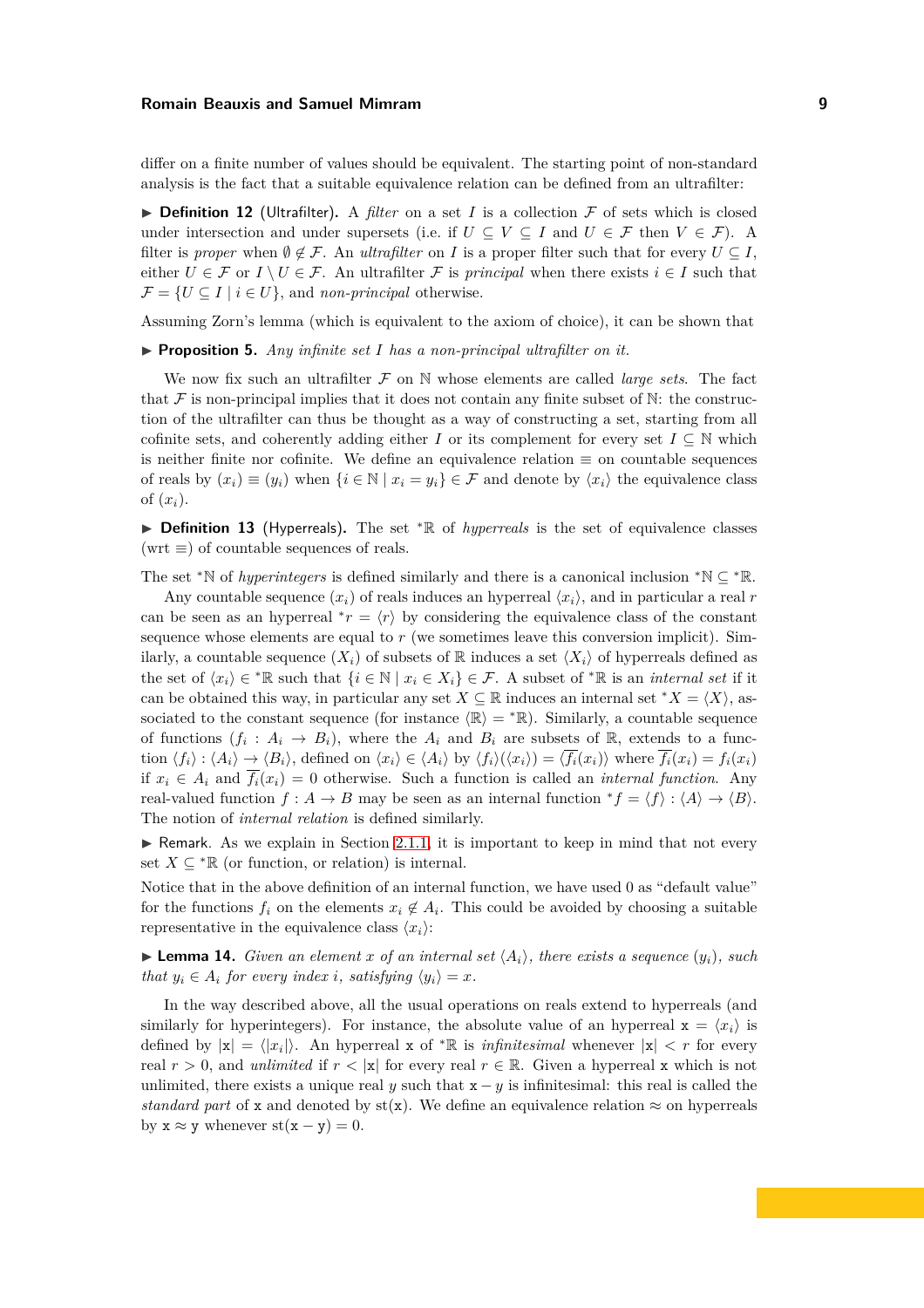differ on a finite number of values should be equivalent. The starting point of non-standard analysis is the fact that a suitable equivalence relation can be defined from an ultrafilter:

▶ **Definition 12** (Ultrafilter). A *filter* on a set $I$ is a collection $\mathcal{F}$ of sets which is closed under intersection and under supersets (i.e. if $U \subseteq V \subseteq I$ and $U \in \mathcal{F}$ then $V \in \mathcal{F}$). A filter is *proper* when $\emptyset \notin \mathcal{F}$. An *ultrafilter* on $I$ is a proper filter such that for every $U \subseteq I$, either $U \in \mathcal{F}$ or $I \setminus U \in \mathcal{F}$. An ultrafilter $\mathcal{F}$ is *principal* when there exists $i \in I$ such that $\mathcal{F} = \{U \subseteq I \mid i \in U\}$, and *non-principal* otherwise.

Assuming Zorn's lemma (which is equivalent to the axiom of choice), it can be shown that

▶ **Proposition 5.** *Any infinite set $I$ has a non-principal ultrafilter on it.*

We now fix such an ultrafilter $\mathcal{F}$ on $\mathbb{N}$ whose elements are called *large sets*. The fact that $\mathcal{F}$ is non-principal implies that it does not contain any finite subset of $\mathbb{N}$: the construction of the ultrafilter can thus be thought as a way of constructing a set, starting from all cofinite sets, and coherently adding either $I$ or its complement for every set $I \subseteq \mathbb{N}$ which is neither finite nor cofinite. We define an equivalence relation $\equiv$ on countable sequences of reals by $(x_i) \equiv (y_i)$ when $\{i \in \mathbb{N} \mid x_i = y_i\} \in \mathcal{F}$ and denote by $\langle x_i \rangle$ the equivalence class of $(x_i)$.

▶ **Definition 13** (Hyperreals). The set ${}^*\mathbb{R}$ of *hyperreals* is the set of equivalence classes (wrt $\equiv$) of countable sequences of reals.

The set ${}^*\mathbb{N}$ of *hyperintegers* is defined similarly and there is a canonical inclusion ${}^*\mathbb{N} \subseteq {}^*\mathbb{R}$.

Any countable sequence $(x_i)$ of reals induces an hyperreal $\langle x_i \rangle$, and in particular a real $r$ can be seen as an hyperreal ${}^*r = \langle r \rangle$ by considering the equivalence class of the constant sequence whose elements are equal to $r$ (we sometimes leave this conversion implicit). Similarly, a countable sequence $(X_i)$ of subsets of $\mathbb{R}$ induces a set $\langle X_i \rangle$ of hyperreals defined as the set of $\langle x_i \rangle \in {}^*\mathbb{R}$ such that $\{i \in \mathbb{N} \mid x_i \in X_i\} \in \mathcal{F}$. A subset of ${}^*\mathbb{R}$ is an *internal set* if it can be obtained this way, in particular any set $X \subseteq \mathbb{R}$ induces an internal set ${}^*X = \langle X \rangle$, associated to the constant sequence (for instance $\langle \mathbb{R} \rangle = {}^*\mathbb{R}$). Similarly, a countable sequence of functions $(f_i : A_i \to B_i)$, where the $A_i$ and $B_i$ are subsets of $\mathbb{R}$, extends to a function $\langle f_i \rangle : \langle A_i \rangle \to \langle B_i \rangle$, defined on $\langle x_i \rangle \in \langle A_i \rangle$ by $\langle f_i \rangle(\langle x_i \rangle) = \langle \overline{f_i}(x_i) \rangle$ where $\overline{f_i}(x_i) = f_i(x_i)$ if $x_i \in A_i$ and $\overline{f_i}(x_i) = 0$ otherwise. Such a function is called an *internal function*. Any real-valued function $f : A \to B$ may be seen as an internal function ${}^*f = \langle f \rangle : \langle A \rangle \to \langle B \rangle$. The notion of *internal relation* is defined similarly.

▶ Remark. As we explain in Section 2.1.1, it is important to keep in mind that not every set $X \subseteq {}^*\mathbb{R}$ (or function, or relation) is internal.

Notice that in the above definition of an internal function, we have used 0 as "default value" for the functions $f_i$ on the elements $x_i \notin A_i$. This could be avoided by choosing a suitable representative in the equivalence class $\langle x_i \rangle$:

▶ **Lemma 14.** *Given an element $x$ of an internal set $\langle A_i \rangle$, there exists a sequence $(y_i)$, such that $y_i \in A_i$ for every index $i$, satisfying $\langle y_i \rangle = x$.*

In the way described above, all the usual operations on reals extend to hyperreals (and similarly for hyperintegers). For instance, the absolute value of an hyperreal $\mathtt{x} = \langle x_i \rangle$ is defined by $|\mathtt{x}| = \langle |x_i| \rangle$. An hyperreal $\mathtt{x}$ of ${}^*\mathbb{R}$ is *infinitesimal* whenever $|\mathtt{x}| < r$ for every real $r > 0$, and *unlimited* if $r < |\mathtt{x}|$ for every real $r \in \mathbb{R}$. Given a hyperreal $\mathtt{x}$ which is not unlimited, there exists a unique real $y$ such that $\mathtt{x} - y$ is infinitesimal: this real is called the *standard part* of $\mathtt{x}$ and denoted by $\mathrm{st}(\mathtt{x})$. We define an equivalence relation $\approx$ on hyperreals by $\mathtt{x} \approx \mathtt{y}$ whenever $\mathrm{st}(\mathtt{x} - \mathtt{y}) = 0$.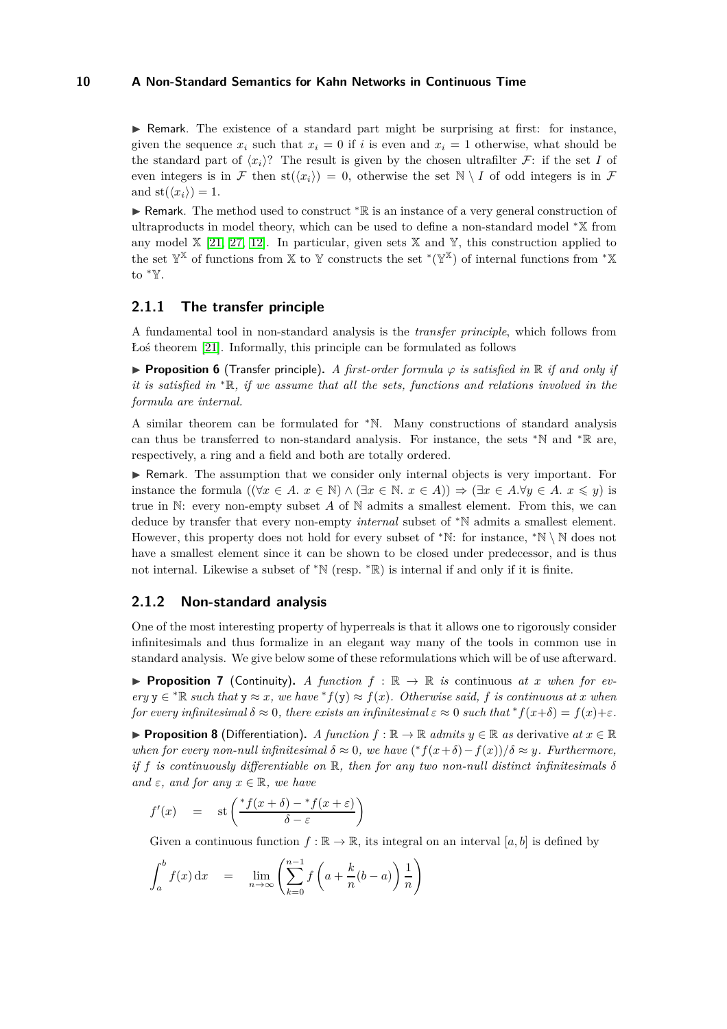▶ Remark. The existence of a standard part might be surprising at first: for instance, given the sequence $x_i$ such that $x_i = 0$ if $i$ is even and $x_i = 1$ otherwise, what should be the standard part of $\langle x_i \rangle$? The result is given by the chosen ultrafilter $\mathcal{F}$: if the set $I$ of even integers is in $\mathcal{F}$ then $\mathrm{st}(\langle x_i \rangle) = 0$, otherwise the set $\mathbb{N} \setminus I$ of odd integers is in $\mathcal{F}$ and $\mathrm{st}(\langle x_i \rangle) = 1$.

▶ Remark. The method used to construct ${}^*\mathbb{R}$ is an instance of a very general construction of ultraproducts in model theory, which can be used to define a non-standard model ${}^*\mathbb{X}$ from any model $\mathbb{X}$ [21, 27, 12]. In particular, given sets $\mathbb{X}$ and $\mathbb{Y}$, this construction applied to the set $\mathbb{Y}^{\mathbb{X}}$ of functions from $\mathbb{X}$ to $\mathbb{Y}$ constructs the set ${}^*(\mathbb{Y}^{\mathbb{X}})$ of internal functions from ${}^*\mathbb{X}$ to ${}^*\mathbb{Y}$.

### 2.1.1 The transfer principle

A fundamental tool in non-standard analysis is the *transfer principle*, which follows from Łoś theorem [21]. Informally, this principle can be formulated as follows

▶ **Proposition 6** (Transfer principle). *A first-order formula $\varphi$ is satisfied in $\mathbb{R}$ if and only if it is satisfied in ${}^*\mathbb{R}$, if we assume that all the sets, functions and relations involved in the formula are internal.*

A similar theorem can be formulated for ${}^*\mathbb{N}$. Many constructions of standard analysis can thus be transferred to non-standard analysis. For instance, the sets ${}^*\mathbb{N}$ and ${}^*\mathbb{R}$ are, respectively, a ring and a field and both are totally ordered.

▶ Remark. The assumption that we consider only internal objects is very important. For instance the formula $((\forall x \in A.\ x \in \mathbb{N}) \wedge (\exists x \in \mathbb{N}.\ x \in A)) \Rightarrow (\exists x \in A. \forall y \in A.\ x \leqslant y)$ is true in $\mathbb{N}$: every non-empty subset $A$ of $\mathbb{N}$ admits a smallest element. From this, we can deduce by transfer that every non-empty *internal* subset of ${}^*\mathbb{N}$ admits a smallest element. However, this property does not hold for every subset of ${}^*\mathbb{N}$: for instance, ${}^*\mathbb{N} \setminus \mathbb{N}$ does not have a smallest element since it can be shown to be closed under predecessor, and is thus not internal. Likewise a subset of ${}^*\mathbb{N}$ (resp. ${}^*\mathbb{R}$) is internal if and only if it is finite.

### 2.1.2 Non-standard analysis

One of the most interesting property of hyperreals is that it allows one to rigorously consider infinitesimals and thus formalize in an elegant way many of the tools in common use in standard analysis. We give below some of these reformulations which will be of use afterward.

▶ **Proposition 7** (Continuity). *A function $f : \mathbb{R} \to \mathbb{R}$ is* continuous *at $x$ when for every $\mathsf{y} \in {}^*\mathbb{R}$ such that $\mathsf{y} \approx x$, we have ${}^*f(\mathsf{y}) \approx f(x)$. Otherwise said, $f$ is continuous at $x$ when for every infinitesimal $\delta \approx 0$, there exists an infinitesimal $\varepsilon \approx 0$ such that ${}^*f(x+\delta) = f(x)+\varepsilon$.*

▶ **Proposition 8** (Differentiation). *A function $f : \mathbb{R} \to \mathbb{R}$ admits $y \in \mathbb{R}$ as* derivative *at $x \in \mathbb{R}$ when for every non-null infinitesimal $\delta \approx 0$, we have $({}^*f(x+\delta) - f(x))/\delta \approx y$. Furthermore, if $f$ is continuously differentiable on $\mathbb{R}$, then for any two non-null distinct infinitesimals $\delta$ and $\varepsilon$, and for any $x \in \mathbb{R}$, we have*

$$f'(x) \quad = \quad \mathrm{st}\left(\frac{{}^*f(x+\delta) - {}^*f(x+\varepsilon)}{\delta - \varepsilon}\right)$$

Given a continuous function $f : \mathbb{R} \to \mathbb{R}$, its integral on an interval $[a, b]$ is defined by

$$\int_a^b f(x)\,\mathrm{d}x \quad = \quad \lim_{n\to\infty}\left(\sum_{k=0}^{n-1} f\left(a + \frac{k}{n}(b-a)\right)\frac{1}{n}\right)$$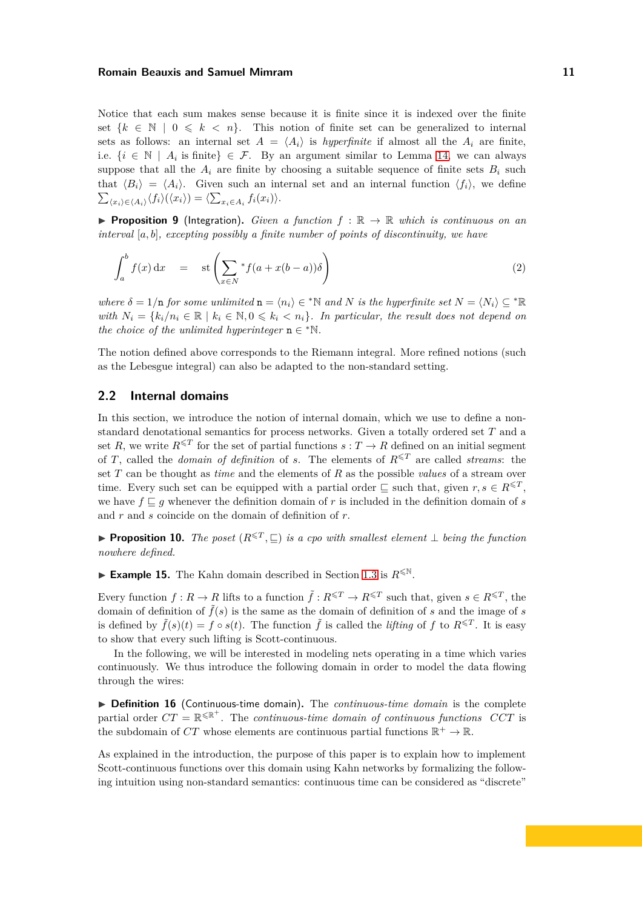Notice that each sum makes sense because it is finite since it is indexed over the finite set $\{k \in \mathbb{N} \mid 0 \leqslant k < n\}$. This notion of finite set can be generalized to internal sets as follows: an internal set $A = \langle A_i \rangle$ is *hyperfinite* if almost all the $A_i$ are finite, i.e. $\{i \in \mathbb{N} \mid A_i \text{ is finite}\} \in \mathcal{F}$. By an argument similar to Lemma 14, we can always suppose that all the $A_i$ are finite by choosing a suitable sequence of finite sets $B_i$ such that $\langle B_i \rangle = \langle A_i \rangle$. Given such an internal set and an internal function $\langle f_i \rangle$, we define $\sum_{\langle x_i \rangle \in \langle A_i \rangle} \langle f_i \rangle (\langle x_i \rangle) = \langle \sum_{x_i \in A_i} f_i(x_i) \rangle$.

▶ **Proposition 9** (Integration). *Given a function $f : \mathbb{R} \to \mathbb{R}$ which is continuous on an interval $[a, b]$, excepting possibly a finite number of points of discontinuity, we have*

$$\int_a^b f(x)\,\mathrm{d}x \quad = \quad \mathrm{st}\left(\sum_{x \in N} {}^*f(a + x(b-a))\delta\right) \tag{2}$$

*where $\delta = 1/\mathtt{n}$ for some unlimited $\mathtt{n} = \langle n_i \rangle \in {}^*\mathbb{N}$ and $N$ is the hyperfinite set $N = \langle N_i \rangle \subseteq {}^*\mathbb{R}$ with $N_i = \{k_i/n_i \in \mathbb{R} \mid k_i \in \mathbb{N}, 0 \leqslant k_i < n_i\}$. In particular, the result does not depend on the choice of the unlimited hyperinteger $\mathtt{n} \in {}^*\mathbb{N}$.*

The notion defined above corresponds to the Riemann integral. More refined notions (such as the Lebesgue integral) can also be adapted to the non-standard setting.

## 2.2 Internal domains

In this section, we introduce the notion of internal domain, which we use to define a non-standard denotational semantics for process networks. Given a totally ordered set $T$ and a set $R$, we write $R^{\leqslant T}$ for the set of partial functions $s : T \to R$ defined on an initial segment of $T$, called the *domain of definition* of $s$. The elements of $R^{\leqslant T}$ are called *streams*: the set $T$ can be thought as *time* and the elements of $R$ as the possible *values* of a stream over time. Every such set can be equipped with a partial order $\sqsubseteq$ such that, given $r, s \in R^{\leqslant T}$, we have $f \sqsubseteq g$ whenever the definition domain of $r$ is included in the definition domain of $s$ and $r$ and $s$ coincide on the domain of definition of $r$.

▶ **Proposition 10.** *The poset $(R^{\leqslant T}, \sqsubseteq)$ is a cpo with smallest element $\bot$ being the function nowhere defined.*

▶ **Example 15.** The Kahn domain described in Section 1.3 is $R^{\leqslant \mathbb{N}}$.

Every function $f : R \to R$ lifts to a function $\tilde{f} : R^{\leqslant T} \to R^{\leqslant T}$ such that, given $s \in R^{\leqslant T}$, the domain of definition of $\tilde{f}(s)$ is the same as the domain of definition of $s$ and the image of $s$ is defined by $\tilde{f}(s)(t) = f \circ s(t)$. The function $\tilde{f}$ is called the *lifting* of $f$ to $R^{\leqslant T}$. It is easy to show that every such lifting is Scott-continuous.

In the following, we will be interested in modeling nets operating in a time which varies continuously. We thus introduce the following domain in order to model the data flowing through the wires:

▶ **Definition 16** (Continuous-time domain). The *continuous-time domain* is the complete partial order $CT = \mathbb{R}^{\leqslant \mathbb{R}^+}$. The *continuous-time domain of continuous functions* $CCT$ is the subdomain of $CT$ whose elements are continuous partial functions $\mathbb{R}^+ \to \mathbb{R}$.

As explained in the introduction, the purpose of this paper is to explain how to implement Scott-continuous functions over this domain using Kahn networks by formalizing the following intuition using non-standard semantics: continuous time can be considered as "discrete"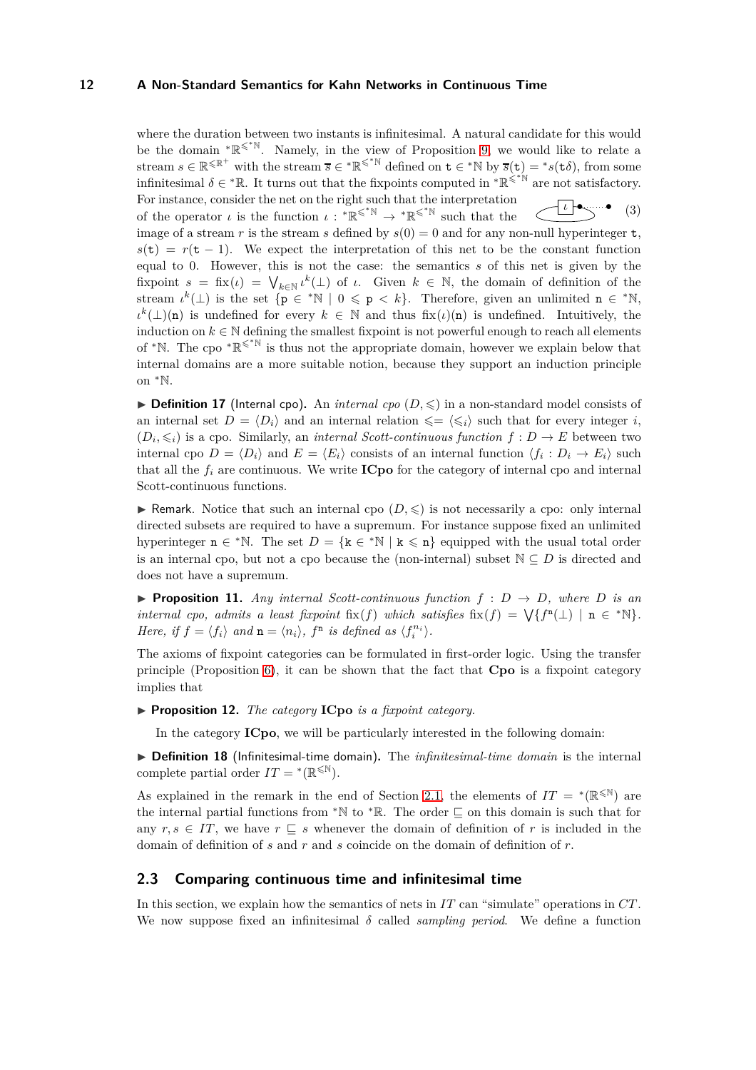where the duration between two instants is infinitesimal. A natural candidate for this would be the domain ${}^*\mathbb{R}^{\leqslant {}^*\mathbb{N}}$. Namely, in the view of Proposition 9, we would like to relate a stream $s \in \mathbb{R}^{\leqslant \mathbb{R}^+}$ with the stream $\overline{s} \in {}^*\mathbb{R}^{\leqslant {}^*\mathbb{N}}$ defined on $\mathtt{t} \in {}^*\mathbb{N}$ by $\overline{s}(\mathtt{t}) = {}^*s(\mathtt{t}\delta)$, from some infinitesimal $\delta \in {}^*\mathbb{R}$. It turns out that the fixpoints computed in ${}^*\mathbb{R}^{\leqslant {}^*\mathbb{N}}$ are not satisfactory. For instance, consider the net on the right such that the interpretation of the operator $\iota$ is the function $\iota : {}^*\mathbb{R}^{\leqslant {}^*\mathbb{N}} \to {}^*\mathbb{R}^{\leqslant {}^*\mathbb{N}}$ such that the image of a stream $r$ is the stream $s$ defined by $s(0) = 0$ and for any non-null hyperinteger $\mathtt{t}$, $s(\mathtt{t}) = r(\mathtt{t} - 1)$. We expect the interpretation of this net to be the constant function equal to 0. However, this is not the case: the semantics $s$ of this net is given by the fixpoint $s = \mathrm{fix}(\iota) = \bigvee_{k \in \mathbb{N}} \iota^k(\bot)$ of $\iota$. Given $k \in \mathbb{N}$, the domain of definition of the stream $\iota^k(\bot)$ is the set $\{\mathtt{p} \in {}^*\mathbb{N} \mid 0 \leqslant \mathtt{p} < k\}$. Therefore, given an unlimited $\mathtt{n} \in {}^*\mathbb{N}$, $\iota^k(\bot)(\mathtt{n})$ is undefined for every $k \in \mathbb{N}$ and thus $\mathrm{fix}(\iota)(\mathtt{n})$ is undefined. Intuitively, the induction on $k \in \mathbb{N}$ defining the smallest fixpoint is not powerful enough to reach all elements of ${}^*\mathbb{N}$. The cpo ${}^*\mathbb{R}^{\leqslant {}^*\mathbb{N}}$ is thus not the appropriate domain, however we explain below that internal domains are a more suitable notion, because they support an induction principle on ${}^*\mathbb{N}$.

(3)

▶ **Definition 17** (Internal cpo)**.** An *internal cpo* $(D, \leqslant)$ in a non-standard model consists of an internal set $D = \langle D_i \rangle$ and an internal relation $\leqslant = \langle \leqslant_i \rangle$ such that for every integer $i$, $(D_i, \leqslant_i)$ is a cpo. Similarly, an *internal Scott-continuous function* $f : D \to E$ between two internal cpo $D = \langle D_i \rangle$ and $E = \langle E_i \rangle$ consists of an internal function $\langle f_i : D_i \to E_i \rangle$ such that all the $f_i$ are continuous. We write **ICpo** for the category of internal cpo and internal Scott-continuous functions.

▶ Remark. Notice that such an internal cpo $(D, \leqslant)$ is not necessarily a cpo: only internal directed subsets are required to have a supremum. For instance suppose fixed an unlimited hyperinteger $\mathtt{n} \in {}^*\mathbb{N}$. The set $D = \{\mathtt{k} \in {}^*\mathbb{N} \mid \mathtt{k} \leqslant \mathtt{n}\}$ equipped with the usual total order is an internal cpo, but not a cpo because the (non-internal) subset $\mathbb{N} \subseteq D$ is directed and does not have a supremum.

▶ **Proposition 11.** *Any internal Scott-continuous function $f : D \to D$, where $D$ is an internal cpo, admits a least fixpoint $\mathrm{fix}(f)$ which satisfies $\mathrm{fix}(f) = \bigvee\{f^{\mathtt{n}}(\bot) \mid \mathtt{n} \in {}^*\mathbb{N}\}$. Here, if $f = \langle f_i \rangle$ and $\mathtt{n} = \langle n_i \rangle$, $f^{\mathtt{n}}$ is defined as $\langle f_i^{n_i} \rangle$.*

The axioms of fixpoint categories can be formulated in first-order logic. Using the transfer principle (Proposition 6), it can be shown that the fact that **Cpo** is a fixpoint category implies that

▶ **Proposition 12.** *The category* **ICpo** *is a fixpoint category.*

In the category **ICpo**, we will be particularly interested in the following domain:

▶ **Definition 18** (Infinitesimal-time domain)**.** The *infinitesimal-time domain* is the internal complete partial order $IT = {}^*(\mathbb{R}^{\leqslant \mathbb{N}})$.

As explained in the remark in the end of Section 2.1, the elements of $IT = {}^*(\mathbb{R}^{\leqslant \mathbb{N}})$ are the internal partial functions from ${}^*\mathbb{N}$ to ${}^*\mathbb{R}$. The order $\sqsubseteq$ on this domain is such that for any $r, s \in IT$, we have $r \sqsubseteq s$ whenever the domain of definition of $r$ is included in the domain of definition of $s$ and $r$ and $s$ coincide on the domain of definition of $r$.

## 2.3 Comparing continuous time and infinitesimal time

In this section, we explain how the semantics of nets in $IT$ can "simulate" operations in $CT$. We now suppose fixed an infinitesimal $\delta$ called *sampling period*. We define a function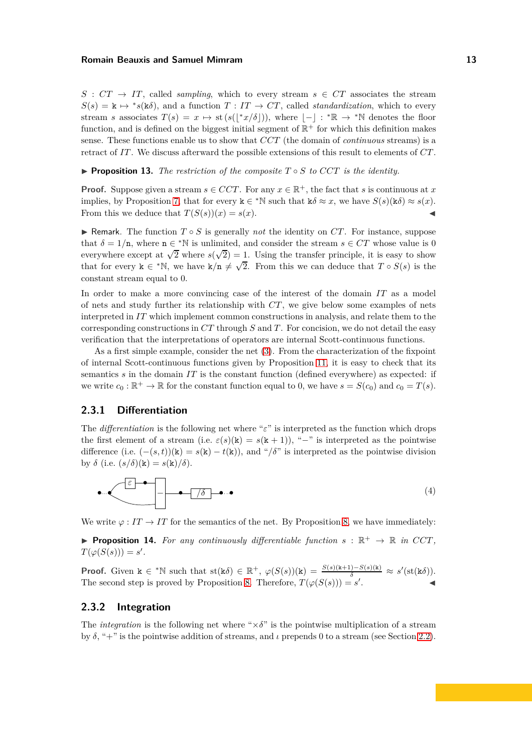$S : CT \to IT$, called *sampling*, which to every stream $s \in CT$ associates the stream $S(s) = \mathtt{k} \mapsto {}^*s(\mathtt{k}\delta)$, and a function $T : IT \to CT$, called *standardization*, which to every stream $s$ associates $T(s) = x \mapsto \mathrm{st}(s(\lfloor {}^*x/\delta \rfloor))$, where $\lfloor - \rfloor : {}^*\mathbb{R} \to {}^*\mathbb{N}$ denotes the floor function, and is defined on the biggest initial segment of $\mathbb{R}^+$ for which this definition makes sense. These functions enable us to show that $CCT$ (the domain of *continuous* streams) is a retract of $IT$. We discuss afterward the possible extensions of this result to elements of $CT$.

▶ **Proposition 13.** *The restriction of the composite $T \circ S$ to $CCT$ is the identity.*

**Proof.** Suppose given a stream $s \in CCT$. For any $x \in \mathbb{R}^+$, the fact that $s$ is continuous at $x$ implies, by Proposition 7, that for every $\mathtt{k} \in {}^*\mathbb{N}$ such that $\mathtt{k}\delta \approx x$, we have $S(s)(\mathtt{k}\delta) \approx s(x)$. From this we deduce that $T(S(s))(x) = s(x)$. ◀

▶ Remark. The function $T \circ S$ is generally *not* the identity on $CT$. For instance, suppose that $\delta = 1/\mathtt{n}$, where $\mathtt{n} \in {}^*\mathbb{N}$ is unlimited, and consider the stream $s \in CT$ whose value is 0 everywhere except at $\sqrt{2}$ where $s(\sqrt{2}) = 1$. Using the transfer principle, it is easy to show that for every $\mathtt{k} \in {}^*\mathbb{N}$, we have $\mathtt{k}/\mathtt{n} \neq \sqrt{2}$. From this we can deduce that $T \circ S(s)$ is the constant stream equal to 0.

In order to make a more convincing case of the interest of the domain $IT$ as a model of nets and study further its relationship with $CT$, we give below some examples of nets interpreted in $IT$ which implement common constructions in analysis, and relate them to the corresponding constructions in $CT$ through $S$ and $T$. For concision, we do not detail the easy verification that the interpretations of operators are internal Scott-continuous functions.

As a first simple example, consider the net (3). From the characterization of the fixpoint of internal Scott-continuous functions given by Proposition 11, it is easy to check that its semantics $s$ in the domain $IT$ is the constant function (defined everywhere) as expected: if we write $c_0 : \mathbb{R}^+ \to \mathbb{R}$ for the constant function equal to 0, we have $s = S(c_0)$ and $c_0 = T(s)$.

### 2.3.1 Differentiation

The *differentiation* is the following net where "$\varepsilon$" is interpreted as the function which drops the first element of a stream (i.e. $\varepsilon(s)(\mathtt{k}) = s(\mathtt{k}+1)$), "$-$" is interpreted as the pointwise difference (i.e. $(-(s,t))(\mathtt{k}) = s(\mathtt{k}) - t(\mathtt{k})$), and "$/\delta$" is interpreted as the pointwise division by $\delta$ (i.e. $(s/\delta)(\mathtt{k}) = s(\mathtt{k})/\delta$).

(4)

We write $\varphi : IT \to IT$ for the semantics of the net. By Proposition 8, we have immediately:

▶ **Proposition 14.** *For any continuously differentiable function $s : \mathbb{R}^+ \to \mathbb{R}$ in $CCT$, $T(\varphi(S(s))) = s'$.*

**Proof.** Given $\mathtt{k} \in {}^*\mathbb{N}$ such that $\mathrm{st}(\mathtt{k}\delta) \in \mathbb{R}^+$, $\varphi(S(s))(\mathtt{k}) = \frac{S(s)(\mathtt{k}+1) - S(s)(\mathtt{k})}{\delta} \approx s'(\mathrm{st}(\mathtt{k}\delta))$. The second step is proved by Proposition 8. Therefore, $T(\varphi(S(s))) = s'$. ◀

### 2.3.2 Integration

The *integration* is the following net where "$\times\delta$" is the pointwise multiplication of a stream by $\delta$, "$+$" is the pointwise addition of streams, and $\iota$ prepends 0 to a stream (see Section 2.2).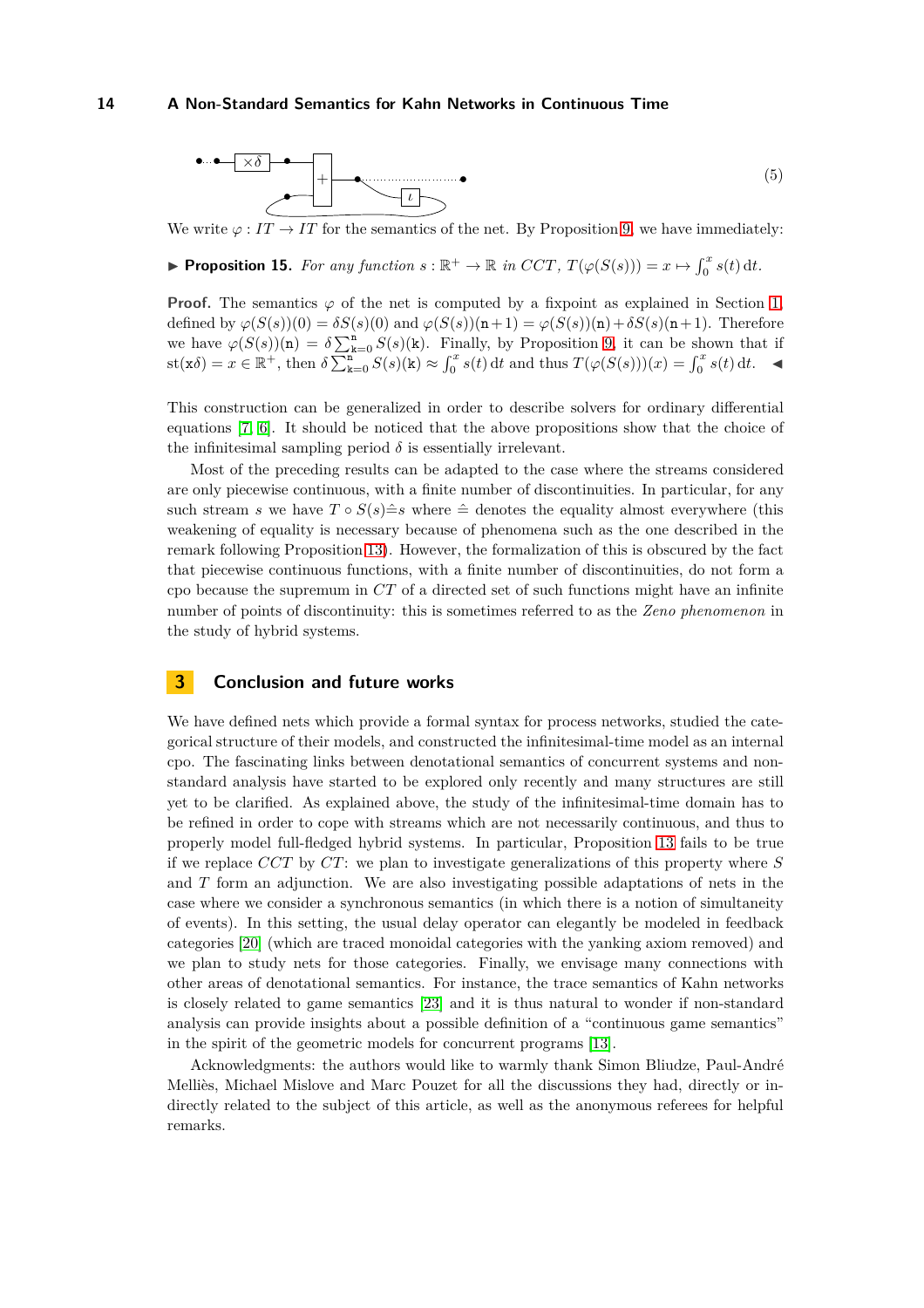(5)

We write $\varphi : IT \to IT$ for the semantics of the net. By Proposition 9, we have immediately:

▶ **Proposition 15.** *For any function $s : \mathbb{R}^+ \to \mathbb{R}$ in $CCT$, $T(\varphi(S(s))) = x \mapsto \int_0^x s(t)\,\mathrm{d}t$.*

**Proof.** The semantics $\varphi$ of the net is computed by a fixpoint as explained in Section 1, defined by $\varphi(S(s))(0) = \delta S(s)(0)$ and $\varphi(S(s))(\mathtt{n}+1) = \varphi(S(s))(\mathtt{n}) + \delta S(s)(\mathtt{n}+1)$. Therefore we have $\varphi(S(s))(\mathtt{n}) = \delta \sum_{\mathtt{k}=0}^{\mathtt{n}} S(s)(\mathtt{k})$. Finally, by Proposition 9, it can be shown that if $\mathrm{st}(\mathtt{x}\delta) = x \in \mathbb{R}^+$, then $\delta \sum_{\mathtt{k}=0}^{\mathtt{n}} S(s)(\mathtt{k}) \approx \int_0^x s(t)\,\mathrm{d}t$ and thus $T(\varphi(S(s)))(x) = \int_0^x s(t)\,\mathrm{d}t$. ◀

This construction can be generalized in order to describe solvers for ordinary differential equations [7, 6]. It should be noticed that the above propositions show that the choice of the infinitesimal sampling period $\delta$ is essentially irrelevant.

Most of the preceding results can be adapted to the case where the streams considered are only piecewise continuous, with a finite number of discontinuities. In particular, for any such stream $s$ we have $T \circ S(s) \hat{=} s$ where $\hat{=}$ denotes the equality almost everywhere (this weakening of equality is necessary because of phenomena such as the one described in the remark following Proposition 13). However, the formalization of this is obscured by the fact that piecewise continuous functions, with a finite number of discontinuities, do not form a cpo because the supremum in $CT$ of a directed set of such functions might have an infinite number of points of discontinuity: this is sometimes referred to as the *Zeno phenomenon* in the study of hybrid systems.

## 3 Conclusion and future works

We have defined nets which provide a formal syntax for process networks, studied the categorical structure of their models, and constructed the infinitesimal-time model as an internal cpo. The fascinating links between denotational semantics of concurrent systems and non-standard analysis have started to be explored only recently and many structures are still yet to be clarified. As explained above, the study of the infinitesimal-time domain has to be refined in order to cope with streams which are not necessarily continuous, and thus to properly model full-fledged hybrid systems. In particular, Proposition 13 fails to be true if we replace $CCT$ by $CT$: we plan to investigate generalizations of this property where $S$ and $T$ form an adjunction. We are also investigating possible adaptations of nets in the case where we consider a synchronous semantics (in which there is a notion of simultaneity of events). In this setting, the usual delay operator can elegantly be modeled in feedback categories [20] (which are traced monoidal categories with the yanking axiom removed) and we plan to study nets for those categories. Finally, we envisage many connections with other areas of denotational semantics. For instance, the trace semantics of Kahn networks is closely related to game semantics [23] and it is thus natural to wonder if non-standard analysis can provide insights about a possible definition of a "continuous game semantics" in the spirit of the geometric models for concurrent programs [13].

Acknowledgments: the authors would like to warmly thank Simon Bliudze, Paul-André Melliès, Michael Mislove and Marc Pouzet for all the discussions they had, directly or indirectly related to the subject of this article, as well as the anonymous referees for helpful remarks.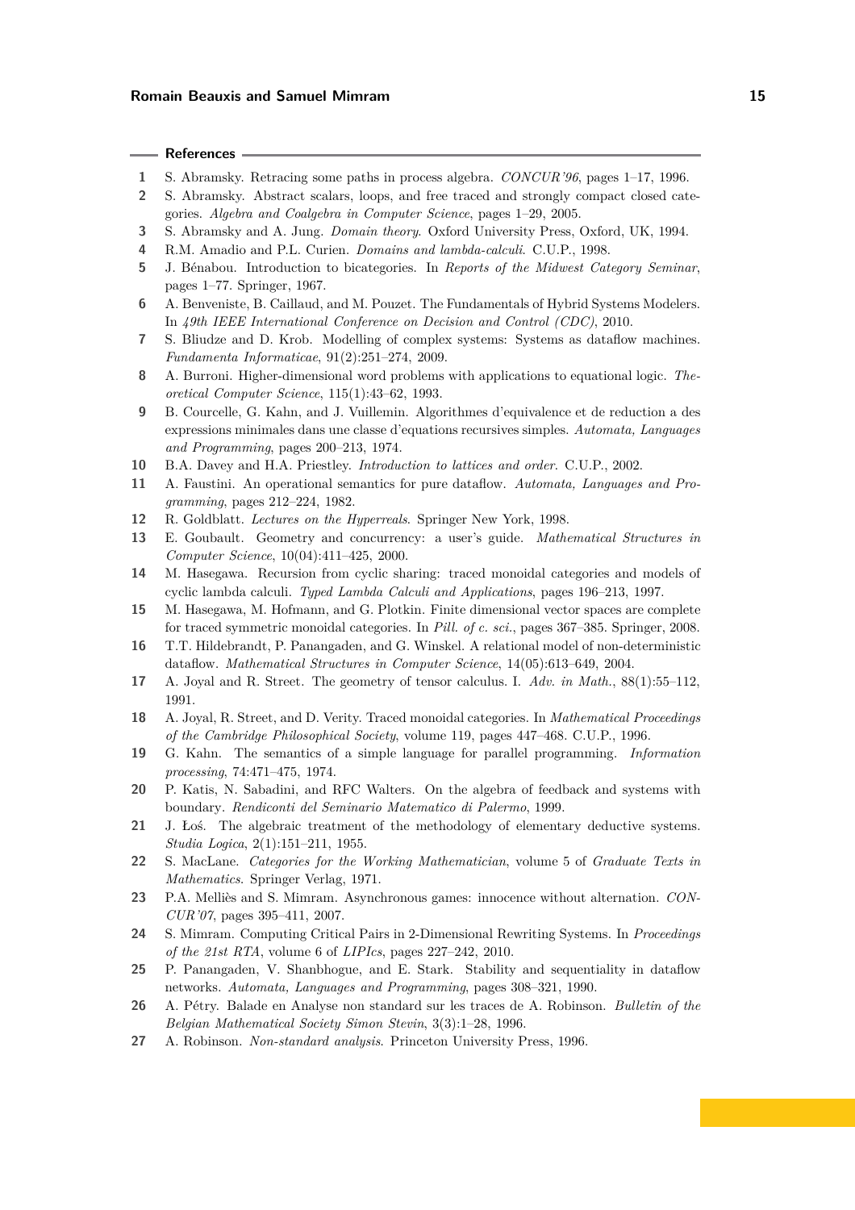## References

1. S. Abramsky. Retracing some paths in process algebra. *CONCUR'96*, pages 1–17, 1996.
2. S. Abramsky. Abstract scalars, loops, and free traced and strongly compact closed categories. *Algebra and Coalgebra in Computer Science*, pages 1–29, 2005.
3. S. Abramsky and A. Jung. *Domain theory*. Oxford University Press, Oxford, UK, 1994.
4. R.M. Amadio and P.L. Curien. *Domains and lambda-calculi*. C.U.P., 1998.
5. J. Bénabou. Introduction to bicategories. In *Reports of the Midwest Category Seminar*, pages 1–77. Springer, 1967.
6. A. Benveniste, B. Caillaud, and M. Pouzet. The Fundamentals of Hybrid Systems Modelers. In *49th IEEE International Conference on Decision and Control (CDC)*, 2010.
7. S. Bliudze and D. Krob. Modelling of complex systems: Systems as dataflow machines. *Fundamenta Informaticae*, 91(2):251–274, 2009.
8. A. Burroni. Higher-dimensional word problems with applications to equational logic. *Theoretical Computer Science*, 115(1):43–62, 1993.
9. B. Courcelle, G. Kahn, and J. Vuillemin. Algorithmes d'equivalence et de reduction a des expressions minimales dans une classe d'equations recursives simples. *Automata, Languages and Programming*, pages 200–213, 1974.
10. B.A. Davey and H.A. Priestley. *Introduction to lattices and order*. C.U.P., 2002.
11. A. Faustini. An operational semantics for pure dataflow. *Automata, Languages and Programming*, pages 212–224, 1982.
12. R. Goldblatt. *Lectures on the Hyperreals*. Springer New York, 1998.
13. E. Goubault. Geometry and concurrency: a user's guide. *Mathematical Structures in Computer Science*, 10(04):411–425, 2000.
14. M. Hasegawa. Recursion from cyclic sharing: traced monoidal categories and models of cyclic lambda calculi. *Typed Lambda Calculi and Applications*, pages 196–213, 1997.
15. M. Hasegawa, M. Hofmann, and G. Plotkin. Finite dimensional vector spaces are complete for traced symmetric monoidal categories. In *Pill. of c. sci.*, pages 367–385. Springer, 2008.
16. T.T. Hildebrandt, P. Panangaden, and G. Winskel. A relational model of non-deterministic dataflow. *Mathematical Structures in Computer Science*, 14(05):613–649, 2004.
17. A. Joyal and R. Street. The geometry of tensor calculus. I. *Adv. in Math.*, 88(1):55–112, 1991.
18. A. Joyal, R. Street, and D. Verity. Traced monoidal categories. In *Mathematical Proceedings of the Cambridge Philosophical Society*, volume 119, pages 447–468. C.U.P., 1996.
19. G. Kahn. The semantics of a simple language for parallel programming. *Information processing*, 74:471–475, 1974.
20. P. Katis, N. Sabadini, and RFC Walters. On the algebra of feedback and systems with boundary. *Rendiconti del Seminario Matematico di Palermo*, 1999.
21. J. Łoś. The algebraic treatment of the methodology of elementary deductive systems. *Studia Logica*, 2(1):151–211, 1955.
22. S. MacLane. *Categories for the Working Mathematician*, volume 5 of *Graduate Texts in Mathematics*. Springer Verlag, 1971.
23. P.A. Melliès and S. Mimram. Asynchronous games: innocence without alternation. *CONCUR'07*, pages 395–411, 2007.
24. S. Mimram. Computing Critical Pairs in 2-Dimensional Rewriting Systems. In *Proceedings of the 21st RTA*, volume 6 of *LIPIcs*, pages 227–242, 2010.
25. P. Panangaden, V. Shanbhogue, and E. Stark. Stability and sequentiality in dataflow networks. *Automata, Languages and Programming*, pages 308–321, 1990.
26. A. Pétry. Balade en Analyse non standard sur les traces de A. Robinson. *Bulletin of the Belgian Mathematical Society Simon Stevin*, 3(3):1–28, 1996.
27. A. Robinson. *Non-standard analysis*. Princeton University Press, 1996.